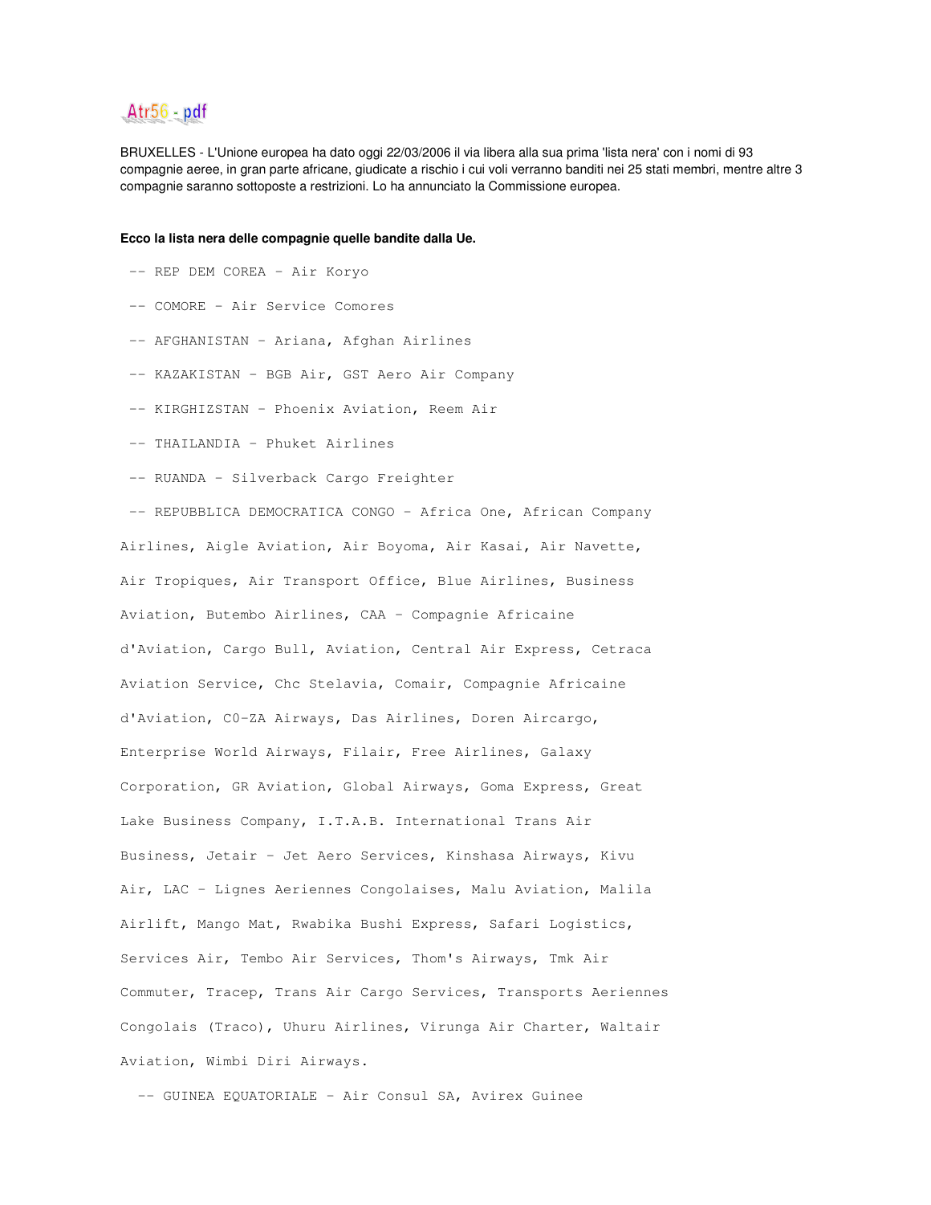Atr56 - pdf

BRUXELLES - L'Unione europea ha dato oggi 22/03/2006 il via libera alla sua prima 'lista nera' con i nomi di 93 compagnie aeree, in gran parte africane, giudicate a rischio i cui voli verranno banditi nei 25 stati membri, mentre altre 3 compagnie saranno sottoposte a restrizioni. Lo ha annunciato la Commissione europea.

**Ecco la lista nera delle compagnie quelle bandite dalla Ue.**

-- REP DEM COREA - Air Koryo

-- COMORE - Air Service Comores

-- AFGHANISTAN - Ariana, Afghan Airlines

-- KAZAKISTAN - BGB Air, GST Aero Air Company

-- KIRGHIZSTAN - Phoenix Aviation, Reem Air

-- THAILANDIA - Phuket Airlines

-- RUANDA - Silverback Cargo Freighter

-- REPUBBLICA DEMOCRATICA CONGO - Africa One, African Company Airlines, Aigle Aviation, Air Boyoma, Air Kasai, Air Navette, Air Tropiques, Air Transport Office, Blue Airlines, Business Aviation, Butembo Airlines, CAA - Compagnie Africaine d'Aviation, Cargo Bull, Aviation, Central Air Express, Cetraca Aviation Service, Chc Stelavia, Comair, Compagnie Africaine d'Aviation, C0-ZA Airways, Das Airlines, Doren Aircargo, Enterprise World Airways, Filair, Free Airlines, Galaxy Corporation, GR Aviation, Global Airways, Goma Express, Great Lake Business Company, I.T.A.B. International Trans Air Business, Jetair - Jet Aero Services, Kinshasa Airways, Kivu Air, LAC - Lignes Aeriennes Congolaises, Malu Aviation, Malila Airlift, Mango Mat, Rwabika Bushi Express, Safari Logistics, Services Air, Tembo Air Services, Thom's Airways, Tmk Air Commuter, Tracep, Trans Air Cargo Services, Transports Aeriennes Congolais (Traco), Uhuru Airlines, Virunga Air Charter, Waltair Aviation, Wimbi Diri Airways.

-- GUINEA EQUATORIALE - Air Consul SA, Avirex Guinee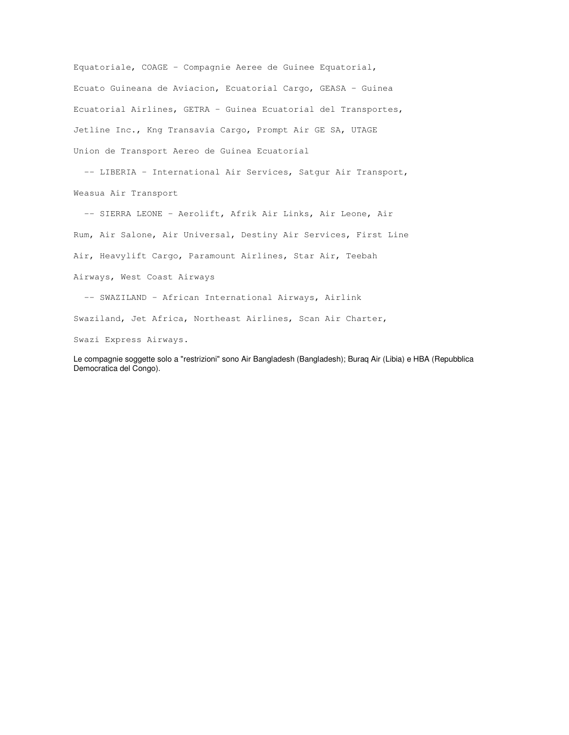Equatoriale, COAGE - Compagnie Aeree de Guinee Equatorial, Ecuato Guineana de Aviacion, Ecuatorial Cargo, GEASA - Guinea Ecuatorial Airlines, GETRA - Guinea Ecuatorial del Transportes, Jetline Inc., Kng Transavia Cargo, Prompt Air GE SA, UTAGE Union de Transport Aereo de Guinea Ecuatorial

-- LIBERIA - International Air Services, Satgur Air Transport, Weasua Air Transport

-- SIERRA LEONE - Aerolift, Afrik Air Links, Air Leone, Air Rum, Air Salone, Air Universal, Destiny Air Services, First Line Air, Heavylift Cargo, Paramount Airlines, Star Air, Teebah Airways, West Coast Airways

-- SWAZILAND - African International Airways, Airlink Swaziland, Jet Africa, Northeast Airlines, Scan Air Charter, Swazi Express Airways.

Le compagnie soggette solo a "restrizioni" sono Air Bangladesh (Bangladesh); Buraq Air (Libia) e HBA (Repubblica Democratica del Congo).